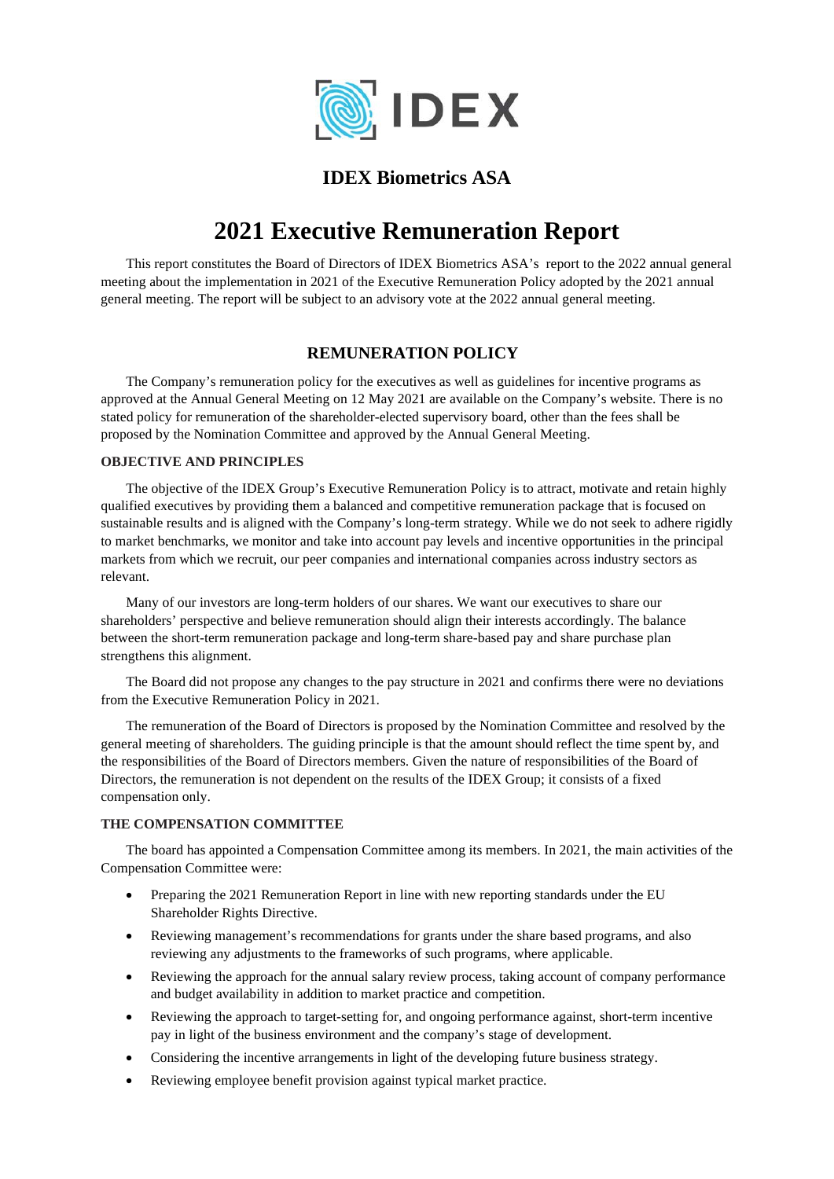# IDEX Biometrics ASA

# 2021 Executive Remuneration Report

This report constitutes the Board of Directors of IDEX Biometrics ASA's report to the 2022 annual general meeting about the implementation in 2021 of the Executive Remuneration Policy adopted by the 2021 annual general meeting. The report will be subject to an advisory vote at the 2022 annual general meeting.

## REMUNERATION POLICY

The Company's remuneration policy for the executives as well as guidelines for incentive programs as approved at the Annual General Meeting on 12 May 2021 are available on the Company's website. There is no stated policy for remuneration of the shareholder-elected supervisory board, other than the fees shall be proposed by the Nomination Committee and approved by the Annual General Meeting.

### OBJECTIVE AND PRINCIPLES

The objective of the IDEX Group's Executive Remuneration Policy is to attract, motivate and retain highly qualified executives by providing them a balanced and competitive remuneration package that is focused on sustainable results and is aligned with the Company's long-term strategy. While we do not seek to adhere rigidly to market benchmarks, we monitor and take into account pay levels and incentive opportunities in the principal markets from which we recruit, our peer companies and international companies across industry sectors as relevant.

Many of our investors are long-term holders of our shares. We want our executives to share our shareholders' perspective and believe remuneration should align their interests accordingly. The balance between the short-term remuneration package and long-term share-based pay and share purchase plan strengthens this alignment.

The Board did not propose any changes to the pay structure in 2021 and confirms there were no deviations from the Executive Remuneration Policy in 2021.

The remuneration of the Board of Directors is proposed by the Nomination Committee and resolved by the general meeting of shareholders. The guiding principle is that the amount should reflect the time spent by, and the responsibilities of the Board of Directors members. Given the nature of responsibilities of the Board of Directors, the remuneration is not dependent on the results of the IDEX Group; it consists of a fixed compensation only.

### THE COMPENSATION COMMITTEE

The board has appointed a Compensation Committee among its members. In 2021, the main activities of the Compensation Committee were:

- Preparing the 2021 Remuneration Report in line with new reporting standards under the EU Shareholder Rights Directive.
- Reviewing management's recommendations for grants under the share based programs, and also reviewing any adjustments to the frameworks of such programs, where applicable.
- Reviewing the approach for the annual salary review process, taking account of company performance and budget availability in addition to market practice and competition.
- Reviewing the approach to target-setting for, and ongoing performance against, short-term incentive pay in light of the business environment and the company's stage of development.
- Considering the incentive arrangements in light of the developing future business strategy.
- Reviewing employee benefit provision against typical market practice.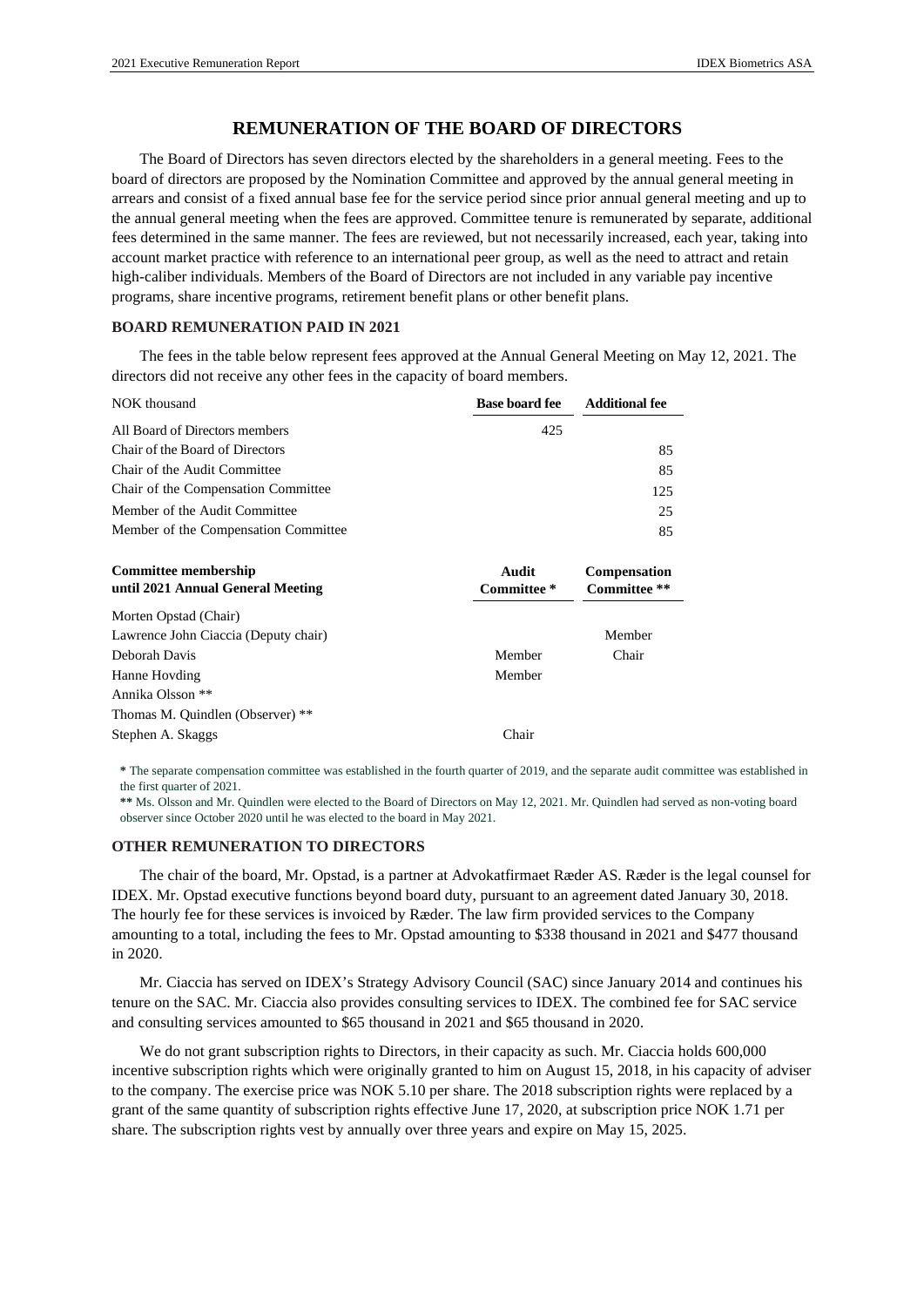## REMUNERATION OF THE BOARD OF DIRECTORS

The Board of Directors has seven directors elected by the shareholders in a general meeting. Fees to the board of directors are proposed by the Nomination Committee and approved by the annual general meeting in arrears and consist of a fixed annual base fee for the service period since prior annual general meeting and up to the annual general meeting when the fees are approved. Committee tenure is remunerated by separate, additional fees determined in the same manner. The fees are reviewed, but not necessarily increased, each year, taking into account market practice with reference to an international peer group, as well as the need to attract and retain high-caliber individuals. Members of the Board of Directors are not included in any variable pay incentive programs, share incentive programs, retirement benefit plans or other benefit plans.

### BOARD REMUNERATION PAID IN 2021

The fees in the table below represent fees approved at the Annual General Meeting on May 12, 2021. The directors did not receive any other fees in the capacity of board members.

| NOK thousand | Base board fee | Additional fee |
|---|---|---|
| All Board of Directors members | 425 | |
| Chair of the Board of Directors | | 85 |
| Chair of the Audit Committee | | 85 |
| Chair of the Compensation Committee | | 125 |
| Member of the Audit Committee | | 25 |
| Member of the Compensation Committee | | 85 |

| Committee membership until 2021 Annual General Meeting | Audit Committee * | Compensation Committee ** |
|---|---|---|
| Morten Opstad (Chair) | | |
| Lawrence John Ciaccia (Deputy chair) | | Member |
| Deborah Davis | Member | Chair |
| Hanne Hovding | Member | |
| Annika Olsson ** | | |
| Thomas M. Quindlen (Observer) ** | | |
| Stephen A. Skaggs | Chair | |

* The separate compensation committee was established in the fourth quarter of 2019, and the separate audit committee was established in the first quarter of 2021.

** Ms. Olsson and Mr. Quindlen were elected to the Board of Directors on May 12, 2021. Mr. Quindlen had served as non-voting board observer since October 2020 until he was elected to the board in May 2021.

### OTHER REMUNERATION TO DIRECTORS

The chair of the board, Mr. Opstad, is a partner at Advokatfirmaet Ræder AS. Ræder is the legal counsel for IDEX. Mr. Opstad executive functions beyond board duty, pursuant to an agreement dated January 30, 2018. The hourly fee for these services is invoiced by Ræder. The law firm provided services to the Company amounting to a total, including the fees to Mr. Opstad amounting to $338 thousand in 2021 and $477 thousand in 2020.

Mr. Ciaccia has served on IDEX's Strategy Advisory Council (SAC) since January 2014 and continues his tenure on the SAC. Mr. Ciaccia also provides consulting services to IDEX. The combined fee for SAC service and consulting services amounted to $65 thousand in 2021 and $65 thousand in 2020.

We do not grant subscription rights to Directors, in their capacity as such. Mr. Ciaccia holds 600,000 incentive subscription rights which were originally granted to him on August 15, 2018, in his capacity of adviser to the company. The exercise price was NOK 5.10 per share. The 2018 subscription rights were replaced by a grant of the same quantity of subscription rights effective June 17, 2020, at subscription price NOK 1.71 per share. The subscription rights vest by annually over three years and expire on May 15, 2025.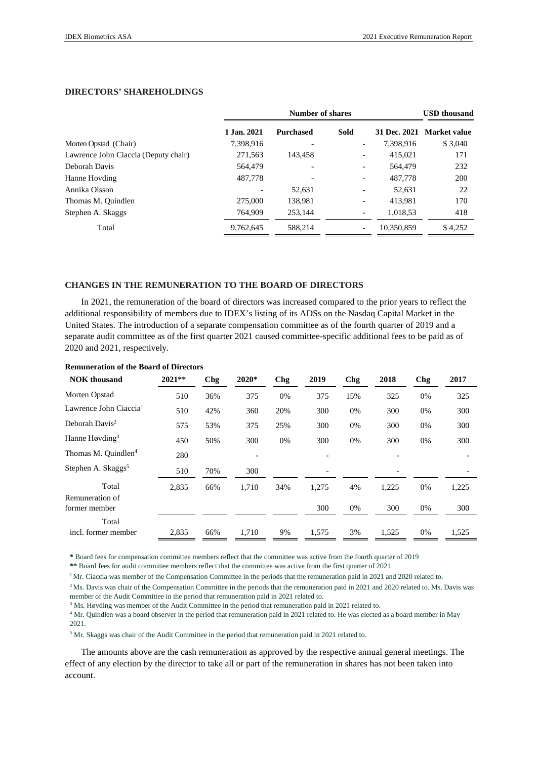## DIRECTORS' SHAREHOLDINGS

| | Number of shares | | | | USD thousand |
|---|---|---|---|---|---|
| | 1 Jan. 2021 | Purchased | Sold | 31 Dec. 2021 | Market value |
| Morten Opstad (Chair) | 7,398,916 | - | - | 7,398,916 | $ 3,040 |
| Lawrence John Ciaccia (Deputy chair) | 271,563 | 143,458 | - | 415,021 | 171 |
| Deborah Davis | 564,479 | - | - | 564,479 | 232 |
| Hanne Hovding | 487,778 | - | - | 487,778 | 200 |
| Annika Olsson | - | 52,631 | - | 52,631 | 22 |
| Thomas M. Quindlen | 275,000 | 138,981 | - | 413,981 | 170 |
| Stephen A. Skaggs | 764,909 | 253,144 | - | 1,018,53 | 418 |
| Total | 9,762,645 | 588,214 | - | 10,350,859 | $ 4,252 |

## CHANGES IN THE REMUNERATION TO THE BOARD OF DIRECTORS

In 2021, the remuneration of the board of directors was increased compared to the prior years to reflect the additional responsibility of members due to IDEX's listing of its ADSs on the Nasdaq Capital Market in the United States. The introduction of a separate compensation committee as of the fourth quarter of 2019 and a separate audit committee as of the first quarter 2021 caused committee-specific additional fees to be paid as of 2020 and 2021, respectively.

**Remuneration of the Board of Directors**

| NOK thousand | 2021** | Chg | 2020* | Chg | 2019 | Chg | 2018 | Chg | 2017 |
|---|---|---|---|---|---|---|---|---|---|
| Morten Opstad | 510 | 36% | 375 | 0% | 375 | 15% | 325 | 0% | 325 |
| Lawrence John Ciaccia[1] | 510 | 42% | 360 | 20% | 300 | 0% | 300 | 0% | 300 |
| Deborah Davis[2] | 575 | 53% | 375 | 25% | 300 | 0% | 300 | 0% | 300 |
| Hanne Høvding[3] | 450 | 50% | 300 | 0% | 300 | 0% | 300 | 0% | 300 |
| Thomas M. Quindlen[4] | 280 | | - | | - | | - | | - |
| Stephen A. Skaggs[5] | 510 | 70% | 300 | | - | | - | | - |
| Total | 2,835 | 66% | 1,710 | 34% | 1,275 | 4% | 1,225 | 0% | 1,225 |
| Remuneration of former member | | | | | 300 | 0% | 300 | 0% | 300 |
| Total incl. former member | 2,835 | 66% | 1,710 | 9% | 1,575 | 3% | 1,525 | 0% | 1,525 |

* Board fees for compensation committee members reflect that the committee was active from the fourth quarter of 2019

** Board fees for audit committee members reflect that the committee was active from the first quarter of 2021

[1] Mr. Ciaccia was member of the Compensation Committee in the periods that the remuneration paid in 2021 and 2020 related to.

[2] Ms. Davis was chair of the Compensation Committee in the periods that the remuneration paid in 2021 and 2020 related to. Ms. Davis was member of the Audit Committee in the period that remuneration paid in 2021 related to.

[3] Ms. Høvding was member of the Audit Committee in the period that remuneration paid in 2021 related to.

[4] Mr. Quindlen was a board observer in the period that remuneration paid in 2021 related to. He was elected as a board member in May 2021.

[5] Mr. Skaggs was chair of the Audit Committee in the period that remuneration paid in 2021 related to.

The amounts above are the cash remuneration as approved by the respective annual general meetings. The effect of any election by the director to take all or part of the remuneration in shares has not been taken into account.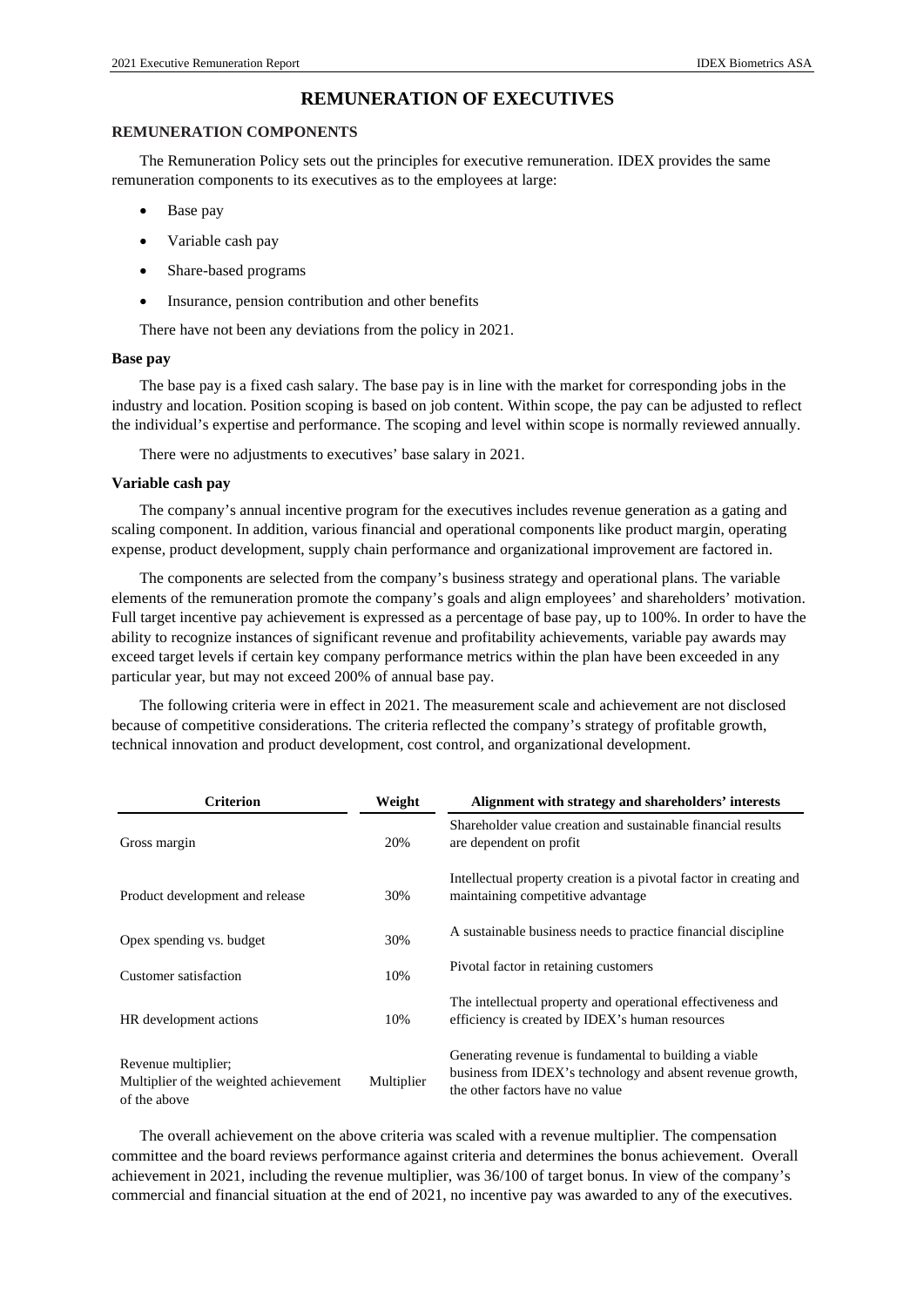# REMUNERATION OF EXECUTIVES

## REMUNERATION COMPONENTS

The Remuneration Policy sets out the principles for executive remuneration. IDEX provides the same remuneration components to its executives as to the employees at large:

- Base pay
- Variable cash pay
- Share-based programs
- Insurance, pension contribution and other benefits

There have not been any deviations from the policy in 2021.

### Base pay

The base pay is a fixed cash salary. The base pay is in line with the market for corresponding jobs in the industry and location. Position scoping is based on job content. Within scope, the pay can be adjusted to reflect the individual's expertise and performance. The scoping and level within scope is normally reviewed annually.

There were no adjustments to executives' base salary in 2021.

### Variable cash pay

The company's annual incentive program for the executives includes revenue generation as a gating and scaling component. In addition, various financial and operational components like product margin, operating expense, product development, supply chain performance and organizational improvement are factored in.

The components are selected from the company's business strategy and operational plans. The variable elements of the remuneration promote the company's goals and align employees' and shareholders' motivation. Full target incentive pay achievement is expressed as a percentage of base pay, up to 100%. In order to have the ability to recognize instances of significant revenue and profitability achievements, variable pay awards may exceed target levels if certain key company performance metrics within the plan have been exceeded in any particular year, but may not exceed 200% of annual base pay.

The following criteria were in effect in 2021. The measurement scale and achievement are not disclosed because of competitive considerations. The criteria reflected the company's strategy of profitable growth, technical innovation and product development, cost control, and organizational development.

| Criterion | Weight | Alignment with strategy and shareholders' interests |
|---|---|---|
| Gross margin | 20% | Shareholder value creation and sustainable financial results are dependent on profit |
| Product development and release | 30% | Intellectual property creation is a pivotal factor in creating and maintaining competitive advantage |
| Opex spending vs. budget | 30% | A sustainable business needs to practice financial discipline |
| Customer satisfaction | 10% | Pivotal factor in retaining customers |
| HR development actions | 10% | The intellectual property and operational effectiveness and efficiency is created by IDEX's human resources |
| Revenue multiplier; Multiplier of the weighted achievement of the above | Multiplier | Generating revenue is fundamental to building a viable business from IDEX's technology and absent revenue growth, the other factors have no value |

The overall achievement on the above criteria was scaled with a revenue multiplier. The compensation committee and the board reviews performance against criteria and determines the bonus achievement. Overall achievement in 2021, including the revenue multiplier, was 36/100 of target bonus. In view of the company's commercial and financial situation at the end of 2021, no incentive pay was awarded to any of the executives.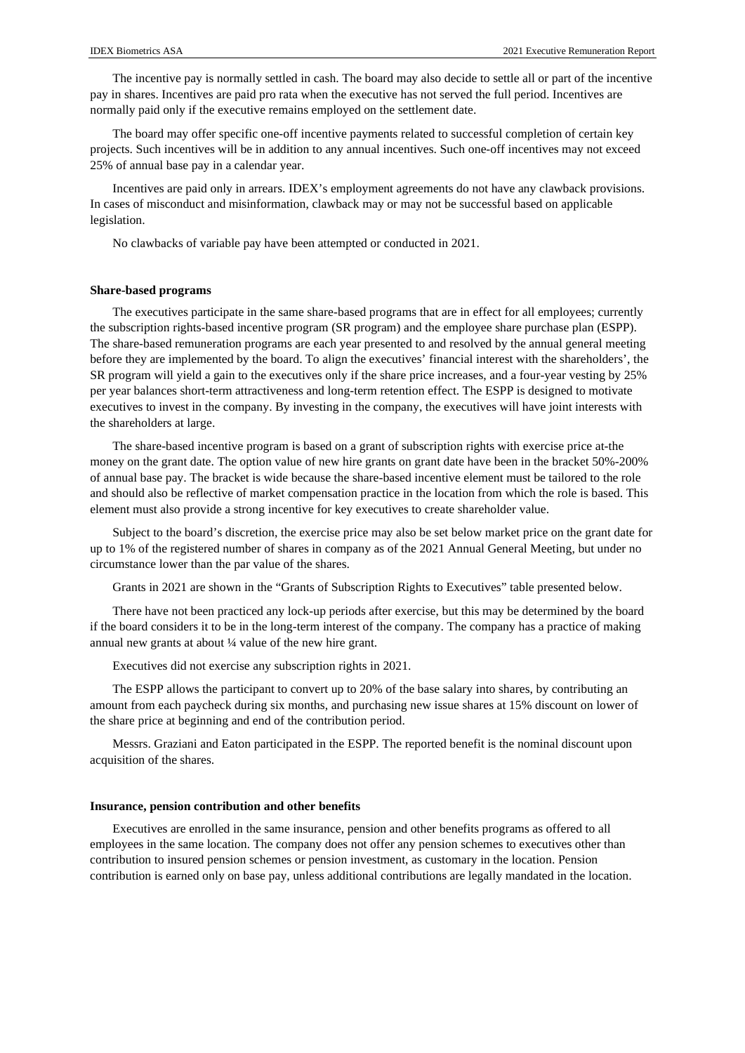The incentive pay is normally settled in cash. The board may also decide to settle all or part of the incentive pay in shares. Incentives are paid pro rata when the executive has not served the full period. Incentives are normally paid only if the executive remains employed on the settlement date.

The board may offer specific one-off incentive payments related to successful completion of certain key projects. Such incentives will be in addition to any annual incentives. Such one-off incentives may not exceed 25% of annual base pay in a calendar year.

Incentives are paid only in arrears. IDEX's employment agreements do not have any clawback provisions. In cases of misconduct and misinformation, clawback may or may not be successful based on applicable legislation.

No clawbacks of variable pay have been attempted or conducted in 2021.

**Share-based programs**

The executives participate in the same share-based programs that are in effect for all employees; currently the subscription rights-based incentive program (SR program) and the employee share purchase plan (ESPP). The share-based remuneration programs are each year presented to and resolved by the annual general meeting before they are implemented by the board. To align the executives' financial interest with the shareholders', the SR program will yield a gain to the executives only if the share price increases, and a four-year vesting by 25% per year balances short-term attractiveness and long-term retention effect. The ESPP is designed to motivate executives to invest in the company. By investing in the company, the executives will have joint interests with the shareholders at large.

The share-based incentive program is based on a grant of subscription rights with exercise price at-the money on the grant date. The option value of new hire grants on grant date have been in the bracket 50%-200% of annual base pay. The bracket is wide because the share-based incentive element must be tailored to the role and should also be reflective of market compensation practice in the location from which the role is based. This element must also provide a strong incentive for key executives to create shareholder value.

Subject to the board's discretion, the exercise price may also be set below market price on the grant date for up to 1% of the registered number of shares in company as of the 2021 Annual General Meeting, but under no circumstance lower than the par value of the shares.

Grants in 2021 are shown in the "Grants of Subscription Rights to Executives" table presented below.

There have not been practiced any lock-up periods after exercise, but this may be determined by the board if the board considers it to be in the long-term interest of the company. The company has a practice of making annual new grants at about ¼ value of the new hire grant.

Executives did not exercise any subscription rights in 2021.

The ESPP allows the participant to convert up to 20% of the base salary into shares, by contributing an amount from each paycheck during six months, and purchasing new issue shares at 15% discount on lower of the share price at beginning and end of the contribution period.

Messrs. Graziani and Eaton participated in the ESPP. The reported benefit is the nominal discount upon acquisition of the shares.

**Insurance, pension contribution and other benefits**

Executives are enrolled in the same insurance, pension and other benefits programs as offered to all employees in the same location. The company does not offer any pension schemes to executives other than contribution to insured pension schemes or pension investment, as customary in the location. Pension contribution is earned only on base pay, unless additional contributions are legally mandated in the location.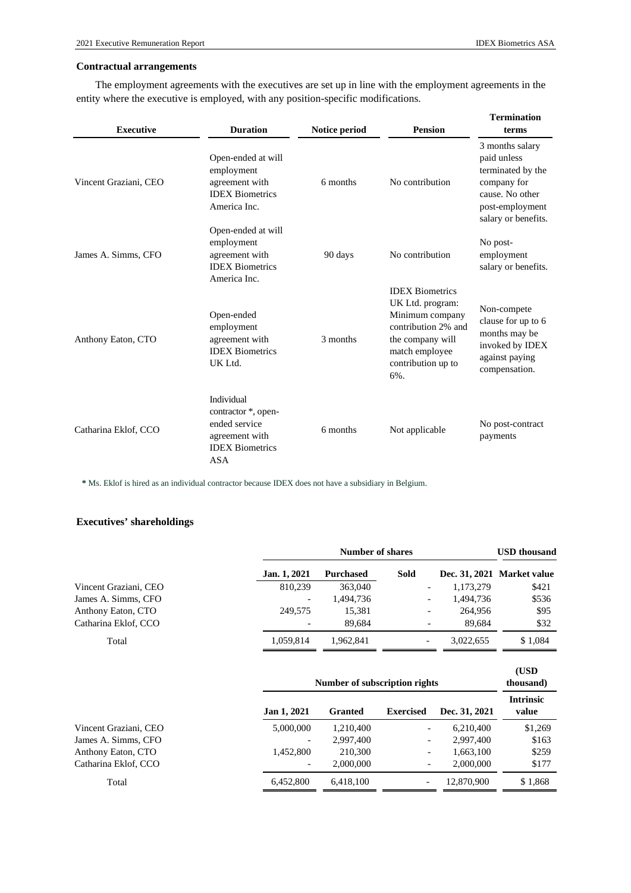### Contractual arrangements

The employment agreements with the executives are set up in line with the employment agreements in the entity where the executive is employed, with any position-specific modifications.

| Executive | Duration | Notice period | Pension | Termination terms |
|---|---|---|---|---|
| Vincent Graziani, CEO | Open-ended at will employment agreement with IDEX Biometrics America Inc. | 6 months | No contribution | 3 months salary paid unless terminated by the company for cause. No other post-employment salary or benefits. |
| James A. Simms, CFO | Open-ended at will employment agreement with IDEX Biometrics America Inc. | 90 days | No contribution | No post-employment salary or benefits. |
| Anthony Eaton, CTO | Open-ended employment agreement with IDEX Biometrics UK Ltd. | 3 months | IDEX Biometrics UK Ltd. program: Minimum company contribution 2% and the company will match employee contribution up to 6%. | Non-compete clause for up to 6 months may be invoked by IDEX against paying compensation. |
| Catharina Eklof, CCO | Individual contractor *, open-ended service agreement with IDEX Biometrics ASA | 6 months | Not applicable | No post-contract payments |

* Ms. Eklof is hired as an individual contractor because IDEX does not have a subsidiary in Belgium.

### Executives' shareholdings

| | Number of shares | | | | USD thousand |
|---|---|---|---|---|---|
| | Jan. 1, 2021 | Purchased | Sold | Dec. 31, 2021 | Market value |
| Vincent Graziani, CEO | 810,239 | 363,040 | - | 1,173,279 | $421 |
| James A. Simms, CFO | - | 1,494,736 | - | 1,494,736 | $536 |
| Anthony Eaton, CTO | 249,575 | 15,381 | - | 264,956 | $95 |
| Catharina Eklof, CCO | - | 89,684 | - | 89,684 | $32 |
| Total | 1,059,814 | 1,962,841 | - | 3,022,655 | $ 1,084 |

| | Number of subscription rights | | | | (USD thousand) |
|---|---|---|---|---|---|
| | Jan 1, 2021 | Granted | Exercised | Dec. 31, 2021 | Intrinsic value |
| Vincent Graziani, CEO | 5,000,000 | 1,210,400 | - | 6,210,400 | $1,269 |
| James A. Simms, CFO | - | 2,997,400 | - | 2,997,400 | $163 |
| Anthony Eaton, CTO | 1,452,800 | 210,300 | - | 1,663,100 | $259 |
| Catharina Eklof, CCO | - | 2,000,000 | - | 2,000,000 | $177 |
| Total | 6,452,800 | 6,418,100 | - | 12,870,900 | $ 1,868 |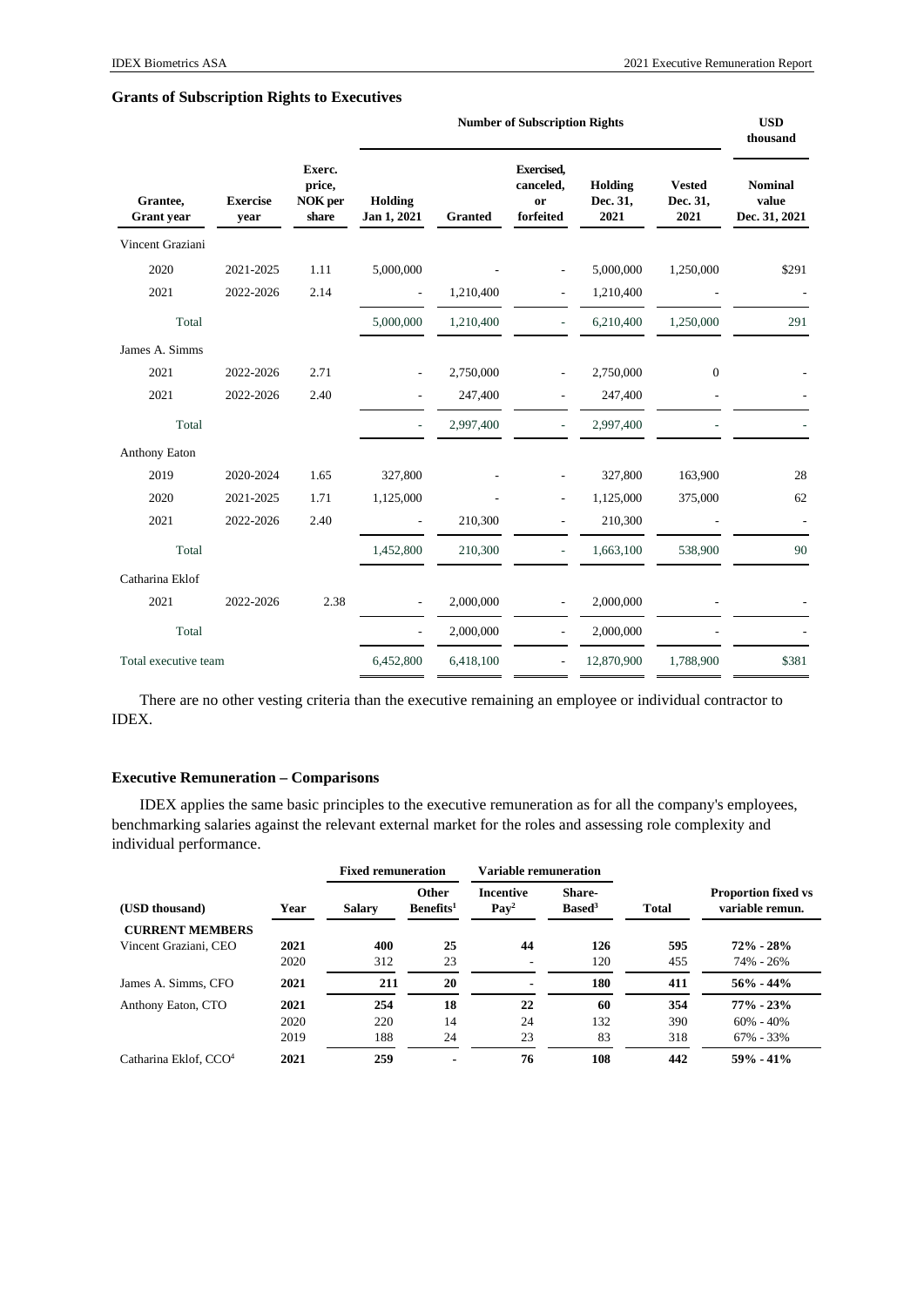### Grants of Subscription Rights to Executives

| Grantee, Grant year | Exercise year | Exerc. price, NOK per share | Number of Subscription Rights | | | | | USD thousand |
|---|---|---|---|---|---|---|---|---|
| | | | Holding Jan 1, 2021 | Granted | Exercised, canceled, or forfeited | Holding Dec. 31, 2021 | Vested Dec. 31, 2021 | Nominal value Dec. 31, 2021 |
| Vincent Graziani | | | | | | | | |
| 2020 | 2021-2025 | 1.11 | 5,000,000 | - | - | 5,000,000 | 1,250,000 | $291 |
| 2021 | 2022-2026 | 2.14 | - | 1,210,400 | - | 1,210,400 | - | - |
| Total | | | 5,000,000 | 1,210,400 | - | 6,210,400 | 1,250,000 | 291 |
| James A. Simms | | | | | | | | |
| 2021 | 2022-2026 | 2.71 | - | 2,750,000 | - | 2,750,000 | 0 | - |
| 2021 | 2022-2026 | 2.40 | - | 247,400 | - | 247,400 | - | - |
| Total | | | - | 2,997,400 | - | 2,997,400 | - | - |
| Anthony Eaton | | | | | | | | |
| 2019 | 2020-2024 | 1.65 | 327,800 | - | - | 327,800 | 163,900 | 28 |
| 2020 | 2021-2025 | 1.71 | 1,125,000 | - | - | 1,125,000 | 375,000 | 62 |
| 2021 | 2022-2026 | 2.40 | - | 210,300 | - | 210,300 | - | - |
| Total | | | 1,452,800 | 210,300 | - | 1,663,100 | 538,900 | 90 |
| Catharina Eklof | | | | | | | | |
| 2021 | 2022-2026 | 2.38 | - | 2,000,000 | - | 2,000,000 | - | - |
| Total | | | - | 2,000,000 | - | 2,000,000 | - | - |
| Total executive team | | | 6,452,800 | 6,418,100 | - | 12,870,900 | 1,788,900 | $381 |

There are no other vesting criteria than the executive remaining an employee or individual contractor to IDEX.

### Executive Remuneration – Comparisons

IDEX applies the same basic principles to the executive remuneration as for all the company's employees, benchmarking salaries against the relevant external market for the roles and assessing role complexity and individual performance.

| | | Fixed remuneration | | Variable remuneration | | | |
|---|---|---|---|---|---|---|---|
| (USD thousand) | Year | Salary | Other Benefits[1] | Incentive Pay[2] | Share-Based[3] | Total | Proportion fixed vs variable remun. |
| **CURRENT MEMBERS** | | | | | | | |
| Vincent Graziani, CEO | **2021** | **400** | **25** | **44** | **126** | **595** | **72% - 28%** |
| | 2020 | 312 | 23 | - | 120 | 455 | 74% - 26% |
| James A. Simms, CFO | **2021** | **211** | **20** | **-** | **180** | **411** | **56% - 44%** |
| Anthony Eaton, CTO | **2021** | **254** | **18** | **22** | **60** | **354** | **77% - 23%** |
| | 2020 | 220 | 14 | 24 | 132 | 390 | 60% - 40% |
| | 2019 | 188 | 24 | 23 | 83 | 318 | 67% - 33% |
| Catharina Eklof, CCO[4] | **2021** | **259** | **-** | **76** | **108** | **442** | **59% - 41%** |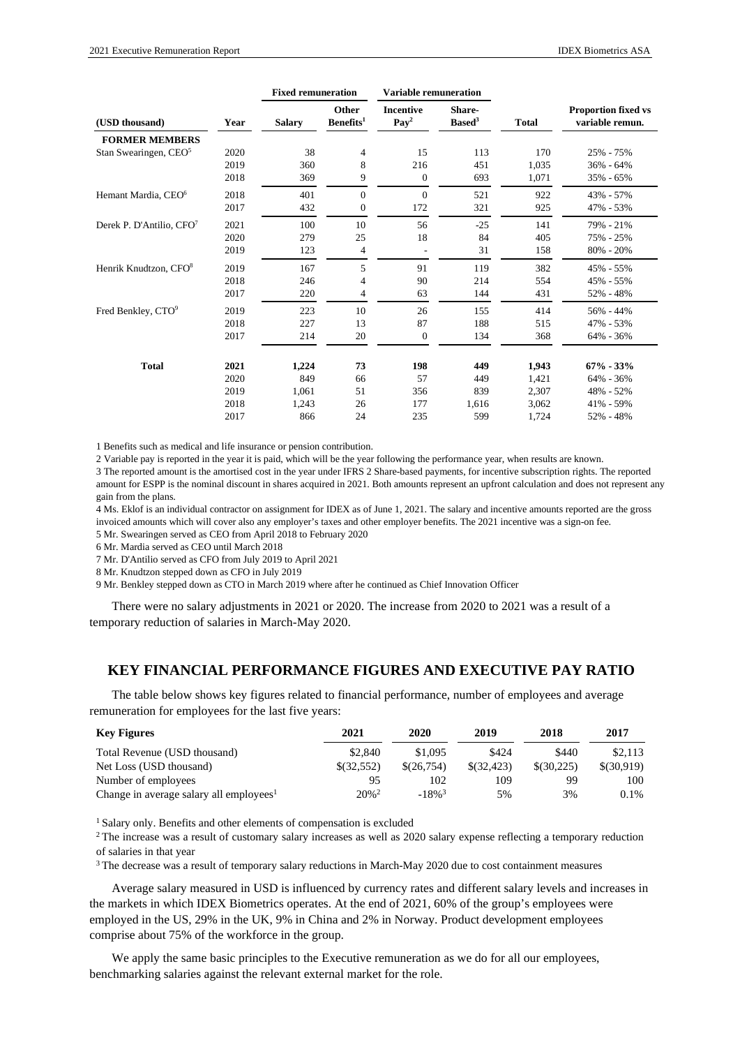| (USD thousand) | Year | Fixed remuneration | | Variable remuneration | | Total | Proportion fixed vs variable remun. |
|---|---|---|---|---|---|---|---|
| | | Salary | Other Benefits[1] | Incentive Pay[2] | Share-Based[3] | | |
| **FORMER MEMBERS** | | | | | | | |
| Stan Swearingen, CEO[5] | 2020 | 38 | 4 | 15 | 113 | 170 | 25% - 75% |
| | 2019 | 360 | 8 | 216 | 451 | 1,035 | 36% - 64% |
| | 2018 | 369 | 9 | 0 | 693 | 1,071 | 35% - 65% |
| Hemant Mardia, CEO[6] | 2018 | 401 | 0 | 0 | 521 | 922 | 43% - 57% |
| | 2017 | 432 | 0 | 172 | 321 | 925 | 47% - 53% |
| Derek P. D'Antilio, CFO[7] | 2021 | 100 | 10 | 56 | -25 | 141 | 79% - 21% |
| | 2020 | 279 | 25 | 18 | 84 | 405 | 75% - 25% |
| | 2019 | 123 | 4 | - | 31 | 158 | 80% - 20% |
| Henrik Knudtzon, CFO[8] | 2019 | 167 | 5 | 91 | 119 | 382 | 45% - 55% |
| | 2018 | 246 | 4 | 90 | 214 | 554 | 45% - 55% |
| | 2017 | 220 | 4 | 63 | 144 | 431 | 52% - 48% |
| Fred Benkley, CTO[9] | 2019 | 223 | 10 | 26 | 155 | 414 | 56% - 44% |
| | 2018 | 227 | 13 | 87 | 188 | 515 | 47% - 53% |
| | 2017 | 214 | 20 | 0 | 134 | 368 | 64% - 36% |
| **Total** | **2021** | **1,224** | **73** | **198** | **449** | **1,943** | **67% - 33%** |
| | 2020 | 849 | 66 | 57 | 449 | 1,421 | 64% - 36% |
| | 2019 | 1,061 | 51 | 356 | 839 | 2,307 | 48% - 52% |
| | 2018 | 1,243 | 26 | 177 | 1,616 | 3,062 | 41% - 59% |
| | 2017 | 866 | 24 | 235 | 599 | 1,724 | 52% - 48% |

1 Benefits such as medical and life insurance or pension contribution.

2 Variable pay is reported in the year it is paid, which will be the year following the performance year, when results are known.

3 The reported amount is the amortised cost in the year under IFRS 2 Share-based payments, for incentive subscription rights. The reported amount for ESPP is the nominal discount in shares acquired in 2021. Both amounts represent an upfront calculation and does not represent any gain from the plans.

4 Ms. Eklof is an individual contractor on assignment for IDEX as of June 1, 2021. The salary and incentive amounts reported are the gross invoiced amounts which will cover also any employer's taxes and other employer benefits. The 2021 incentive was a sign-on fee.

5 Mr. Swearingen served as CEO from April 2018 to February 2020

6 Mr. Mardia served as CEO until March 2018

7 Mr. D'Antilio served as CFO from July 2019 to April 2021

8 Mr. Knudtzon stepped down as CFO in July 2019

9 Mr. Benkley stepped down as CTO in March 2019 where after he continued as Chief Innovation Officer

There were no salary adjustments in 2021 or 2020. The increase from 2020 to 2021 was a result of a temporary reduction of salaries in March-May 2020.

## KEY FINANCIAL PERFORMANCE FIGURES AND EXECUTIVE PAY RATIO

The table below shows key figures related to financial performance, number of employees and average remuneration for employees for the last five years:

| Key Figures | 2021 | 2020 | 2019 | 2018 | 2017 |
|---|---|---|---|---|---|
| Total Revenue (USD thousand) | \$2,840 | \$1,095 | \$424 | \$440 | \$2,113 |
| Net Loss (USD thousand) | \$(32,552) | \$(26,754) | \$(32,423) | \$(30,225) | \$(30,919) |
| Number of employees | 95 | 102 | 109 | 99 | 100 |
| Change in average salary all employees[1] | 20%[2] | -18%[3] | 5% | 3% | 0.1% |

[1] Salary only. Benefits and other elements of compensation is excluded

[2] The increase was a result of customary salary increases as well as 2020 salary expense reflecting a temporary reduction of salaries in that year

[3] The decrease was a result of temporary salary reductions in March-May 2020 due to cost containment measures

Average salary measured in USD is influenced by currency rates and different salary levels and increases in the markets in which IDEX Biometrics operates. At the end of 2021, 60% of the group's employees were employed in the US, 29% in the UK, 9% in China and 2% in Norway. Product development employees comprise about 75% of the workforce in the group.

We apply the same basic principles to the Executive remuneration as we do for all our employees, benchmarking salaries against the relevant external market for the role.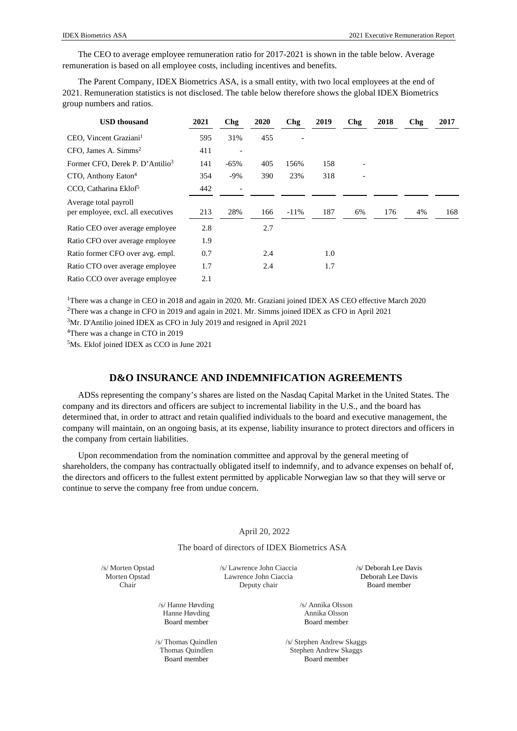The CEO to average employee remuneration ratio for 2017-2021 is shown in the table below. Average remuneration is based on all employee costs, including incentives and benefits.

The Parent Company, IDEX Biometrics ASA, is a small entity, with two local employees at the end of 2021. Remuneration statistics is not disclosed. The table below therefore shows the global IDEX Biometrics group numbers and ratios.

| USD thousand | 2021 | Chg | 2020 | Chg | 2019 | Chg | 2018 | Chg | 2017 |
|---|---|---|---|---|---|---|---|---|---|
| CEO, Vincent Graziani[1] | 595 | 31% | 455 | - | | | | | |
| CFO, James A. Simms[2] | 411 | - | | | | | | | |
| Former CFO, Derek P. D'Antilio[3] | 141 | -65% | 405 | 156% | 158 | - | | | |
| CTO, Anthony Eaton[4] | 354 | -9% | 390 | 23% | 318 | - | | | |
| CCO, Catharina Eklof[5] | 442 | - | | | | | | | |
| Average total payroll per employee, excl. all executives | 213 | 28% | 166 | -11% | 187 | 6% | 176 | 4% | 168 |
| Ratio CEO over average employee | 2.8 | | 2.7 | | | | | | |
| Ratio CFO over average employee | 1.9 | | | | | | | | |
| Ratio former CFO over avg. empl. | 0.7 | | 2.4 | | 1.0 | | | | |
| Ratio CTO over average employee | 1.7 | | 2.4 | | 1.7 | | | | |
| Ratio CCO over average employee | 2.1 | | | | | | | | |

[1]There was a change in CEO in 2018 and again in 2020. Mr. Graziani joined IDEX AS CEO effective March 2020

[2]There was a change in CFO in 2019 and again in 2021. Mr. Simms joined IDEX as CFO in April 2021

[3]Mr. D'Antilio joined IDEX as CFO in July 2019 and resigned in April 2021

[4]There was a change in CTO in 2019

[5]Ms. Eklof joined IDEX as CCO in June 2021

## D&O INSURANCE AND INDEMNIFICATION AGREEMENTS

ADSs representing the company's shares are listed on the Nasdaq Capital Market in the United States. The company and its directors and officers are subject to incremental liability in the U.S., and the board has determined that, in order to attract and retain qualified individuals to the board and executive management, the company will maintain, on an ongoing basis, at its expense, liability insurance to protect directors and officers in the company from certain liabilities.

Upon recommendation from the nomination committee and approval by the general meeting of shareholders, the company has contractually obligated itself to indemnify, and to advance expenses on behalf of, the directors and officers to the fullest extent permitted by applicable Norwegian law so that they will serve or continue to serve the company free from undue concern.

April 20, 2022

The board of directors of IDEX Biometrics ASA

/s/ Morten Opstad
Morten Opstad
Chair

/s/ Lawrence John Ciaccia
Lawrence John Ciaccia
Deputy chair

/s/ Deborah Lee Davis
Deborah Lee Davis
Board member

/s/ Hanne Høvding
Hanne Høvding
Board member

/s/ Annika Olsson
Annika Olsson
Board member

/s/ Thomas Quindlen
Thomas Quindlen
Board member

/s/ Stephen Andrew Skaggs
Stephen Andrew Skaggs
Board member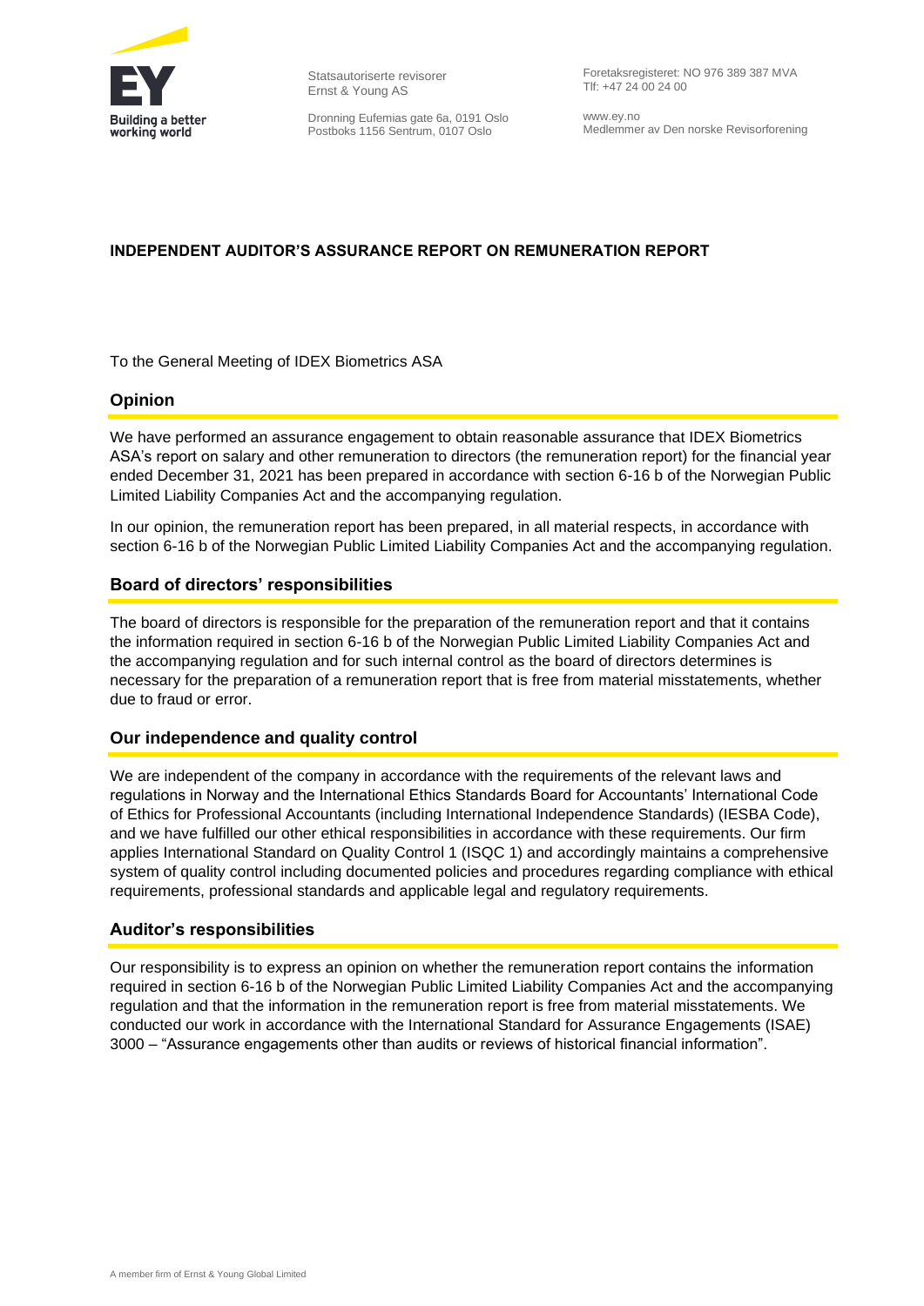Statsautoriserte revisorer
Ernst & Young AS

Dronning Eufemias gate 6a, 0191 Oslo
Postboks 1156 Sentrum, 0107 Oslo

Foretaksregisteret: NO 976 389 387 MVA
Tlf: +47 24 00 24 00

www.ey.no
Medlemmer av Den norske Revisorforening

# INDEPENDENT AUDITOR'S ASSURANCE REPORT ON REMUNERATION REPORT

To the General Meeting of IDEX Biometrics ASA

## Opinion

We have performed an assurance engagement to obtain reasonable assurance that IDEX Biometrics ASA's report on salary and other remuneration to directors (the remuneration report) for the financial year ended December 31, 2021 has been prepared in accordance with section 6-16 b of the Norwegian Public Limited Liability Companies Act and the accompanying regulation.

In our opinion, the remuneration report has been prepared, in all material respects, in accordance with section 6-16 b of the Norwegian Public Limited Liability Companies Act and the accompanying regulation.

## Board of directors' responsibilities

The board of directors is responsible for the preparation of the remuneration report and that it contains the information required in section 6-16 b of the Norwegian Public Limited Liability Companies Act and the accompanying regulation and for such internal control as the board of directors determines is necessary for the preparation of a remuneration report that is free from material misstatements, whether due to fraud or error.

## Our independence and quality control

We are independent of the company in accordance with the requirements of the relevant laws and regulations in Norway and the International Ethics Standards Board for Accountants' International Code of Ethics for Professional Accountants (including International Independence Standards) (IESBA Code), and we have fulfilled our other ethical responsibilities in accordance with these requirements. Our firm applies International Standard on Quality Control 1 (ISQC 1) and accordingly maintains a comprehensive system of quality control including documented policies and procedures regarding compliance with ethical requirements, professional standards and applicable legal and regulatory requirements.

## Auditor's responsibilities

Our responsibility is to express an opinion on whether the remuneration report contains the information required in section 6-16 b of the Norwegian Public Limited Liability Companies Act and the accompanying regulation and that the information in the remuneration report is free from material misstatements. We conducted our work in accordance with the International Standard for Assurance Engagements (ISAE) 3000 – "Assurance engagements other than audits or reviews of historical financial information".

A member firm of Ernst & Young Global Limited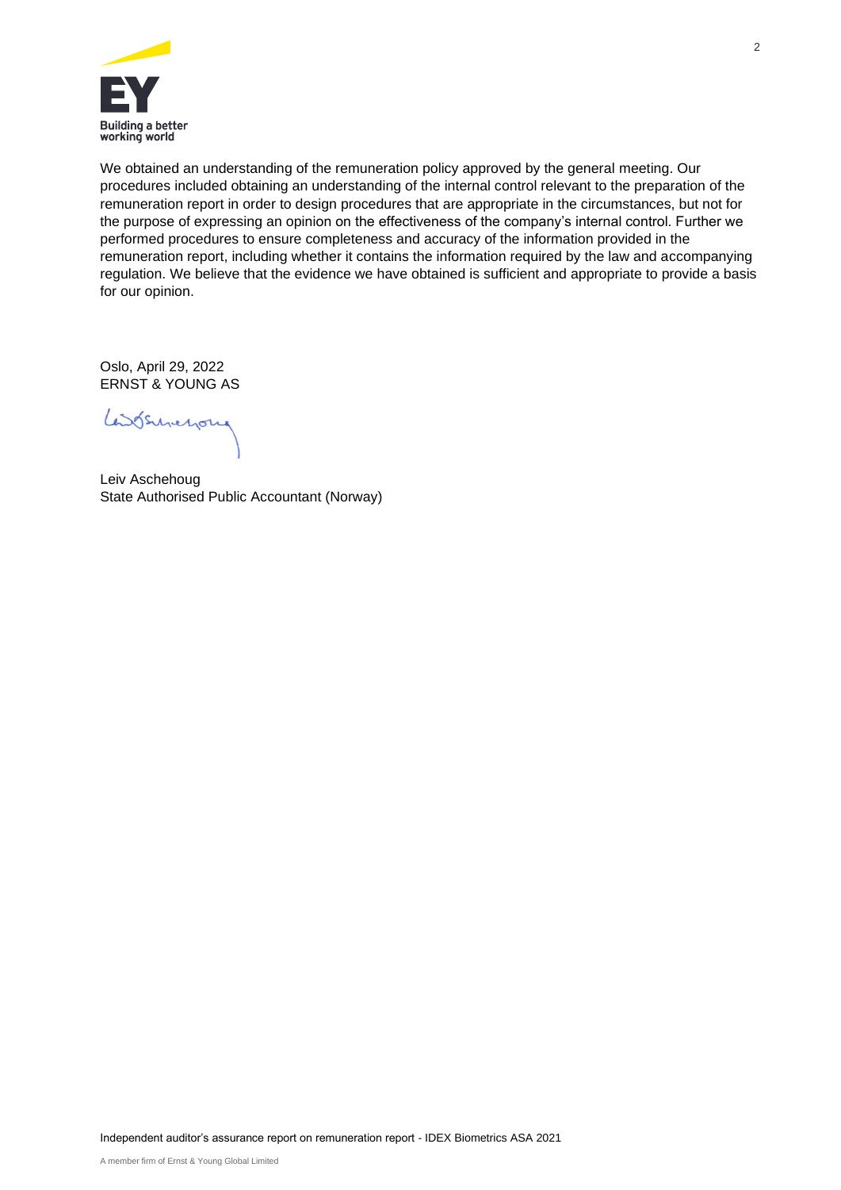We obtained an understanding of the remuneration policy approved by the general meeting. Our procedures included obtaining an understanding of the internal control relevant to the preparation of the remuneration report in order to design procedures that are appropriate in the circumstances, but not for the purpose of expressing an opinion on the effectiveness of the company's internal control. Further we performed procedures to ensure completeness and accuracy of the information provided in the remuneration report, including whether it contains the information required by the law and accompanying regulation. We believe that the evidence we have obtained is sufficient and appropriate to provide a basis for our opinion.

Oslo, April 29, 2022
ERNST & YOUNG AS

Leiv Aschehoug
State Authorised Public Accountant (Norway)